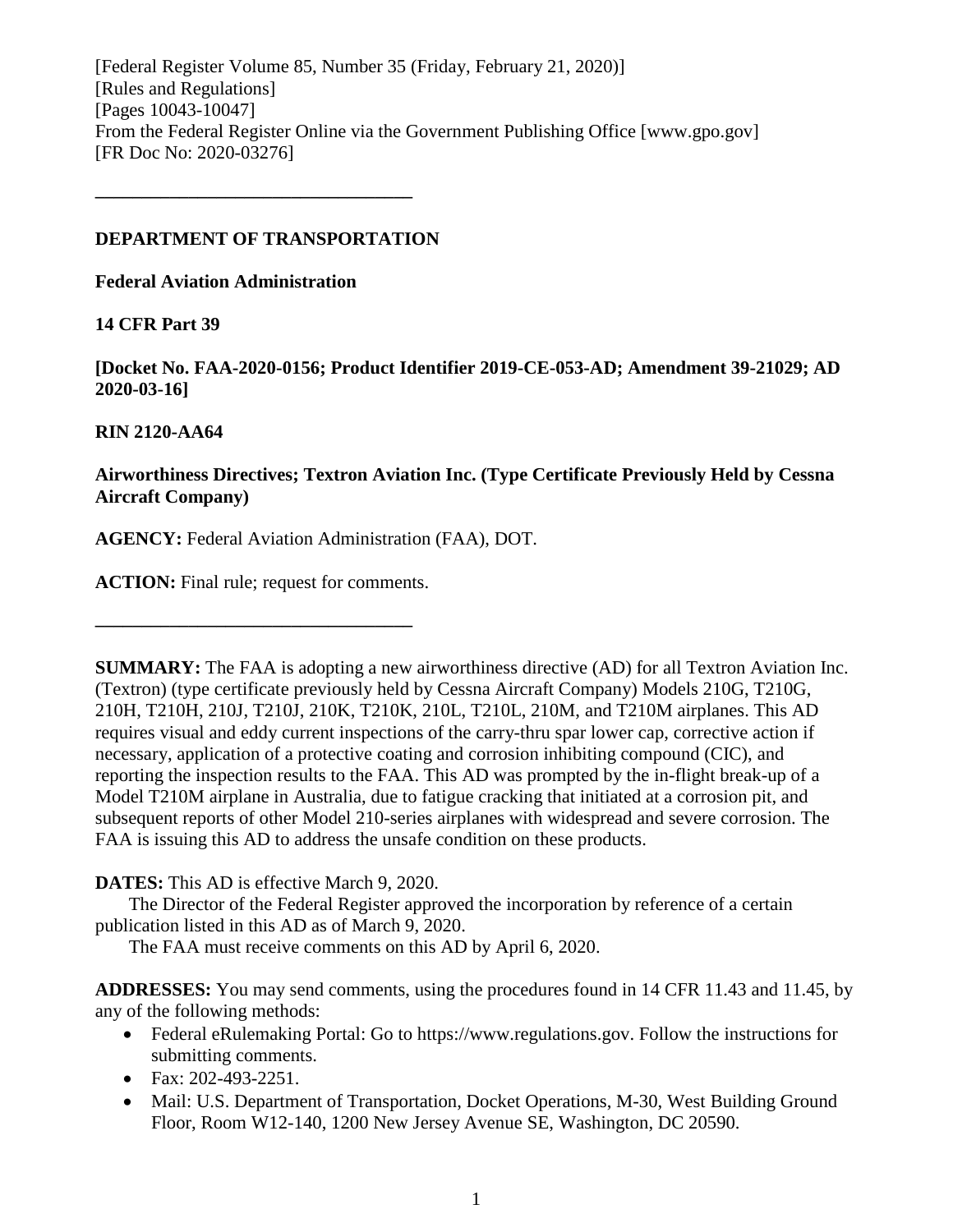[Federal Register Volume 85, Number 35 (Friday, February 21, 2020)]
[Rules and Regulations]
[Pages 10043-10047]
From the Federal Register Online via the Government Publishing Office [www.gpo.gov]
[FR Doc No: 2020-03276]

---

**DEPARTMENT OF TRANSPORTATION**

**Federal Aviation Administration**

**14 CFR Part 39**

**[Docket No. FAA-2020-0156; Product Identifier 2019-CE-053-AD; Amendment 39-21029; AD 2020-03-16]**

**RIN 2120-AA64**

**Airworthiness Directives; Textron Aviation Inc. (Type Certificate Previously Held by Cessna Aircraft Company)**

**AGENCY:** Federal Aviation Administration (FAA), DOT.

**ACTION:** Final rule; request for comments.

---

**SUMMARY:** The FAA is adopting a new airworthiness directive (AD) for all Textron Aviation Inc. (Textron) (type certificate previously held by Cessna Aircraft Company) Models 210G, T210G, 210H, T210H, 210J, T210J, 210K, T210K, 210L, T210L, 210M, and T210M airplanes. This AD requires visual and eddy current inspections of the carry-thru spar lower cap, corrective action if necessary, application of a protective coating and corrosion inhibiting compound (CIC), and reporting the inspection results to the FAA. This AD was prompted by the in-flight break-up of a Model T210M airplane in Australia, due to fatigue cracking that initiated at a corrosion pit, and subsequent reports of other Model 210-series airplanes with widespread and severe corrosion. The FAA is issuing this AD to address the unsafe condition on these products.

**DATES:** This AD is effective March 9, 2020.

The Director of the Federal Register approved the incorporation by reference of a certain publication listed in this AD as of March 9, 2020.

The FAA must receive comments on this AD by April 6, 2020.

**ADDRESSES:** You may send comments, using the procedures found in 14 CFR 11.43 and 11.45, by any of the following methods:

- Federal eRulemaking Portal: Go to https://www.regulations.gov. Follow the instructions for submitting comments.
- Fax: 202-493-2251.
- Mail: U.S. Department of Transportation, Docket Operations, M-30, West Building Ground Floor, Room W12-140, 1200 New Jersey Avenue SE, Washington, DC 20590.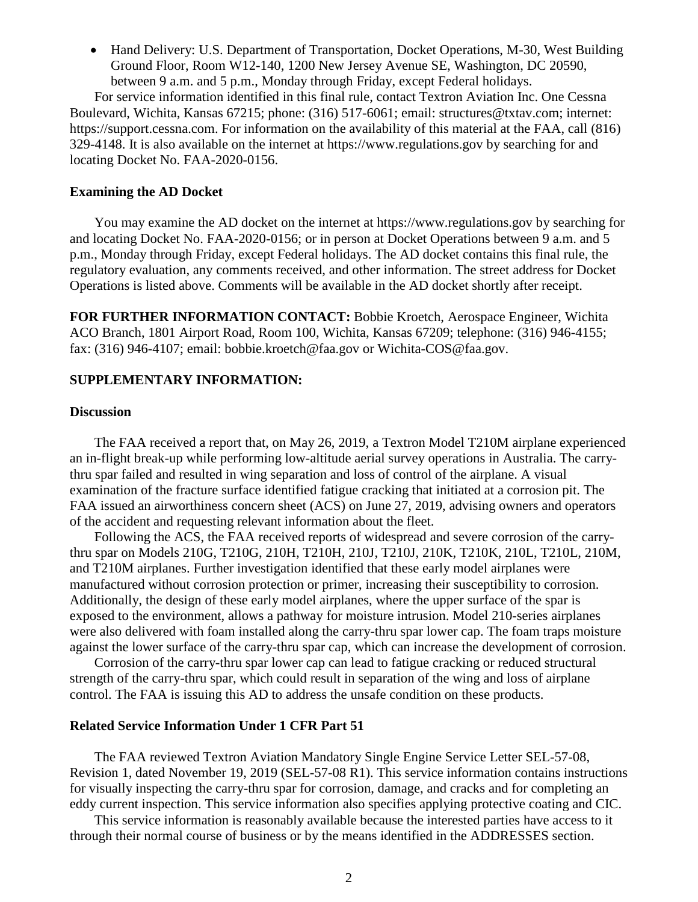- Hand Delivery: U.S. Department of Transportation, Docket Operations, M-30, West Building Ground Floor, Room W12-140, 1200 New Jersey Avenue SE, Washington, DC 20590, between 9 a.m. and 5 p.m., Monday through Friday, except Federal holidays.

For service information identified in this final rule, contact Textron Aviation Inc. One Cessna Boulevard, Wichita, Kansas 67215; phone: (316) 517-6061; email: structures@txtav.com; internet: https://support.cessna.com. For information on the availability of this material at the FAA, call (816) 329-4148. It is also available on the internet at https://www.regulations.gov by searching for and locating Docket No. FAA-2020-0156.

**Examining the AD Docket**

You may examine the AD docket on the internet at https://www.regulations.gov by searching for and locating Docket No. FAA-2020-0156; or in person at Docket Operations between 9 a.m. and 5 p.m., Monday through Friday, except Federal holidays. The AD docket contains this final rule, the regulatory evaluation, any comments received, and other information. The street address for Docket Operations is listed above. Comments will be available in the AD docket shortly after receipt.

**FOR FURTHER INFORMATION CONTACT:** Bobbie Kroetch, Aerospace Engineer, Wichita ACO Branch, 1801 Airport Road, Room 100, Wichita, Kansas 67209; telephone: (316) 946-4155; fax: (316) 946-4107; email: bobbie.kroetch@faa.gov or Wichita-COS@faa.gov.

**SUPPLEMENTARY INFORMATION:**

**Discussion**

The FAA received a report that, on May 26, 2019, a Textron Model T210M airplane experienced an in-flight break-up while performing low-altitude aerial survey operations in Australia. The carry-thru spar failed and resulted in wing separation and loss of control of the airplane. A visual examination of the fracture surface identified fatigue cracking that initiated at a corrosion pit. The FAA issued an airworthiness concern sheet (ACS) on June 27, 2019, advising owners and operators of the accident and requesting relevant information about the fleet.

Following the ACS, the FAA received reports of widespread and severe corrosion of the carry-thru spar on Models 210G, T210G, 210H, T210H, 210J, T210J, 210K, T210K, 210L, T210L, 210M, and T210M airplanes. Further investigation identified that these early model airplanes were manufactured without corrosion protection or primer, increasing their susceptibility to corrosion. Additionally, the design of these early model airplanes, where the upper surface of the spar is exposed to the environment, allows a pathway for moisture intrusion. Model 210-series airplanes were also delivered with foam installed along the carry-thru spar lower cap. The foam traps moisture against the lower surface of the carry-thru spar cap, which can increase the development of corrosion.

Corrosion of the carry-thru spar lower cap can lead to fatigue cracking or reduced structural strength of the carry-thru spar, which could result in separation of the wing and loss of airplane control. The FAA is issuing this AD to address the unsafe condition on these products.

**Related Service Information Under 1 CFR Part 51**

The FAA reviewed Textron Aviation Mandatory Single Engine Service Letter SEL-57-08, Revision 1, dated November 19, 2019 (SEL-57-08 R1). This service information contains instructions for visually inspecting the carry-thru spar for corrosion, damage, and cracks and for completing an eddy current inspection. This service information also specifies applying protective coating and CIC.

This service information is reasonably available because the interested parties have access to it through their normal course of business or by the means identified in the ADDRESSES section.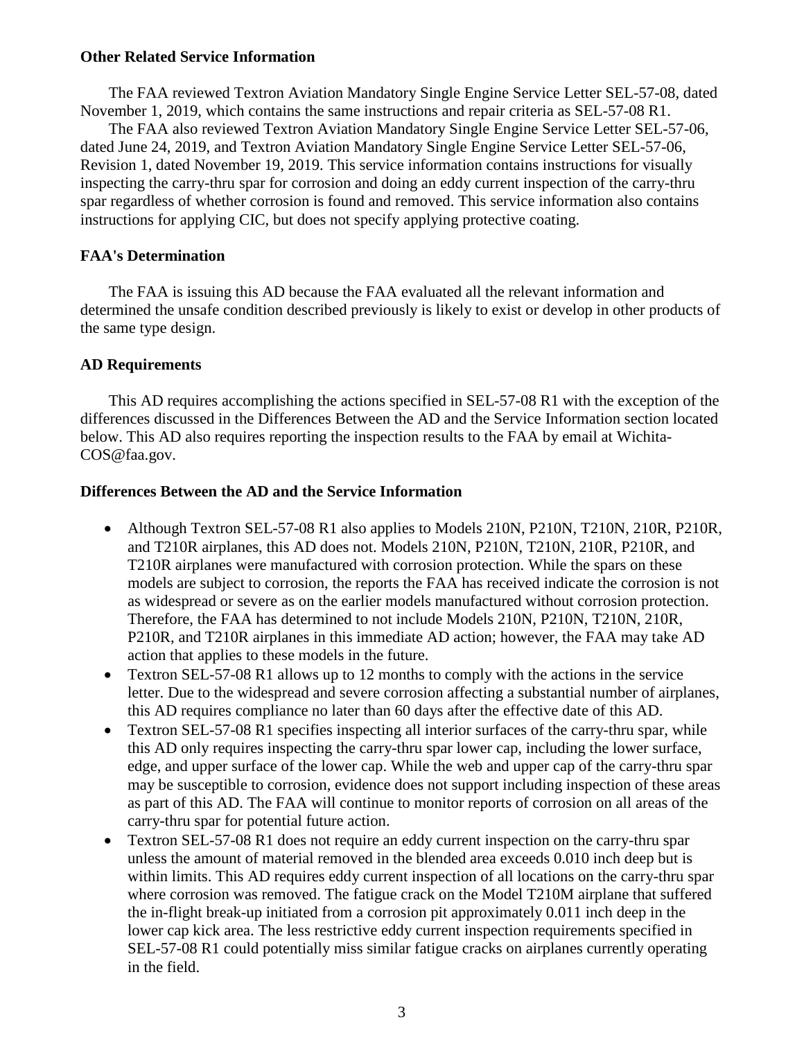**Other Related Service Information**

The FAA reviewed Textron Aviation Mandatory Single Engine Service Letter SEL-57-08, dated November 1, 2019, which contains the same instructions and repair criteria as SEL-57-08 R1.

The FAA also reviewed Textron Aviation Mandatory Single Engine Service Letter SEL-57-06, dated June 24, 2019, and Textron Aviation Mandatory Single Engine Service Letter SEL-57-06, Revision 1, dated November 19, 2019. This service information contains instructions for visually inspecting the carry-thru spar for corrosion and doing an eddy current inspection of the carry-thru spar regardless of whether corrosion is found and removed. This service information also contains instructions for applying CIC, but does not specify applying protective coating.

**FAA's Determination**

The FAA is issuing this AD because the FAA evaluated all the relevant information and determined the unsafe condition described previously is likely to exist or develop in other products of the same type design.

**AD Requirements**

This AD requires accomplishing the actions specified in SEL-57-08 R1 with the exception of the differences discussed in the Differences Between the AD and the Service Information section located below. This AD also requires reporting the inspection results to the FAA by email at Wichita-COS@faa.gov.

**Differences Between the AD and the Service Information**

- Although Textron SEL-57-08 R1 also applies to Models 210N, P210N, T210N, 210R, P210R, and T210R airplanes, this AD does not. Models 210N, P210N, T210N, 210R, P210R, and T210R airplanes were manufactured with corrosion protection. While the spars on these models are subject to corrosion, the reports the FAA has received indicate the corrosion is not as widespread or severe as on the earlier models manufactured without corrosion protection. Therefore, the FAA has determined to not include Models 210N, P210N, T210N, 210R, P210R, and T210R airplanes in this immediate AD action; however, the FAA may take AD action that applies to these models in the future.
- Textron SEL-57-08 R1 allows up to 12 months to comply with the actions in the service letter. Due to the widespread and severe corrosion affecting a substantial number of airplanes, this AD requires compliance no later than 60 days after the effective date of this AD.
- Textron SEL-57-08 R1 specifies inspecting all interior surfaces of the carry-thru spar, while this AD only requires inspecting the carry-thru spar lower cap, including the lower surface, edge, and upper surface of the lower cap. While the web and upper cap of the carry-thru spar may be susceptible to corrosion, evidence does not support including inspection of these areas as part of this AD. The FAA will continue to monitor reports of corrosion on all areas of the carry-thru spar for potential future action.
- Textron SEL-57-08 R1 does not require an eddy current inspection on the carry-thru spar unless the amount of material removed in the blended area exceeds 0.010 inch deep but is within limits. This AD requires eddy current inspection of all locations on the carry-thru spar where corrosion was removed. The fatigue crack on the Model T210M airplane that suffered the in-flight break-up initiated from a corrosion pit approximately 0.011 inch deep in the lower cap kick area. The less restrictive eddy current inspection requirements specified in SEL-57-08 R1 could potentially miss similar fatigue cracks on airplanes currently operating in the field.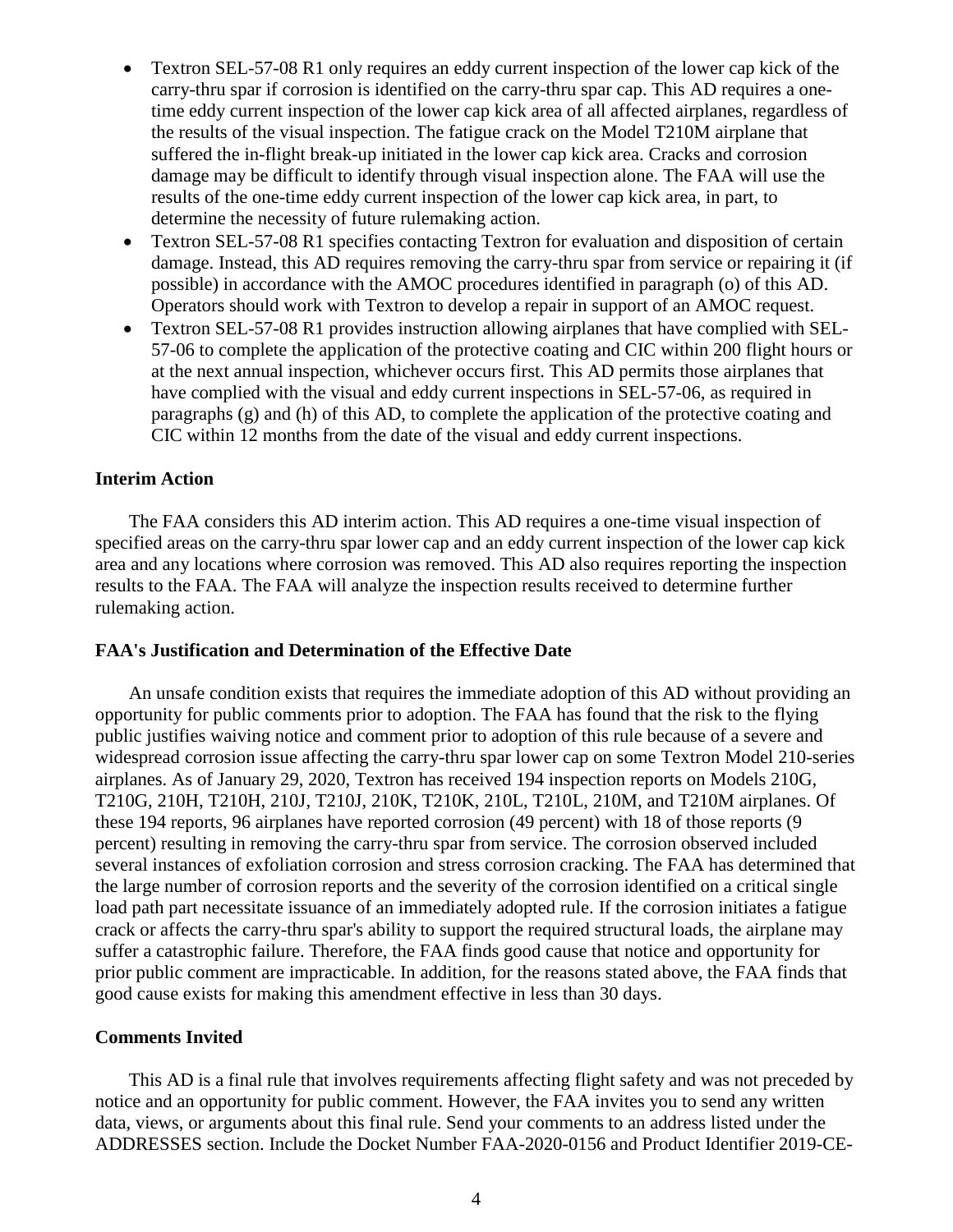- Textron SEL-57-08 R1 only requires an eddy current inspection of the lower cap kick of the carry-thru spar if corrosion is identified on the carry-thru spar cap. This AD requires a one-time eddy current inspection of the lower cap kick area of all affected airplanes, regardless of the results of the visual inspection. The fatigue crack on the Model T210M airplane that suffered the in-flight break-up initiated in the lower cap kick area. Cracks and corrosion damage may be difficult to identify through visual inspection alone. The FAA will use the results of the one-time eddy current inspection of the lower cap kick area, in part, to determine the necessity of future rulemaking action.
- Textron SEL-57-08 R1 specifies contacting Textron for evaluation and disposition of certain damage. Instead, this AD requires removing the carry-thru spar from service or repairing it (if possible) in accordance with the AMOC procedures identified in paragraph (o) of this AD. Operators should work with Textron to develop a repair in support of an AMOC request.
- Textron SEL-57-08 R1 provides instruction allowing airplanes that have complied with SEL-57-06 to complete the application of the protective coating and CIC within 200 flight hours or at the next annual inspection, whichever occurs first. This AD permits those airplanes that have complied with the visual and eddy current inspections in SEL-57-06, as required in paragraphs (g) and (h) of this AD, to complete the application of the protective coating and CIC within 12 months from the date of the visual and eddy current inspections.

**Interim Action**

The FAA considers this AD interim action. This AD requires a one-time visual inspection of specified areas on the carry-thru spar lower cap and an eddy current inspection of the lower cap kick area and any locations where corrosion was removed. This AD also requires reporting the inspection results to the FAA. The FAA will analyze the inspection results received to determine further rulemaking action.

**FAA's Justification and Determination of the Effective Date**

An unsafe condition exists that requires the immediate adoption of this AD without providing an opportunity for public comments prior to adoption. The FAA has found that the risk to the flying public justifies waiving notice and comment prior to adoption of this rule because of a severe and widespread corrosion issue affecting the carry-thru spar lower cap on some Textron Model 210-series airplanes. As of January 29, 2020, Textron has received 194 inspection reports on Models 210G, T210G, 210H, T210H, 210J, T210J, 210K, T210K, 210L, T210L, 210M, and T210M airplanes. Of these 194 reports, 96 airplanes have reported corrosion (49 percent) with 18 of those reports (9 percent) resulting in removing the carry-thru spar from service. The corrosion observed included several instances of exfoliation corrosion and stress corrosion cracking. The FAA has determined that the large number of corrosion reports and the severity of the corrosion identified on a critical single load path part necessitate issuance of an immediately adopted rule. If the corrosion initiates a fatigue crack or affects the carry-thru spar's ability to support the required structural loads, the airplane may suffer a catastrophic failure. Therefore, the FAA finds good cause that notice and opportunity for prior public comment are impracticable. In addition, for the reasons stated above, the FAA finds that good cause exists for making this amendment effective in less than 30 days.

**Comments Invited**

This AD is a final rule that involves requirements affecting flight safety and was not preceded by notice and an opportunity for public comment. However, the FAA invites you to send any written data, views, or arguments about this final rule. Send your comments to an address listed under the ADDRESSES section. Include the Docket Number FAA-2020-0156 and Product Identifier 2019-CE-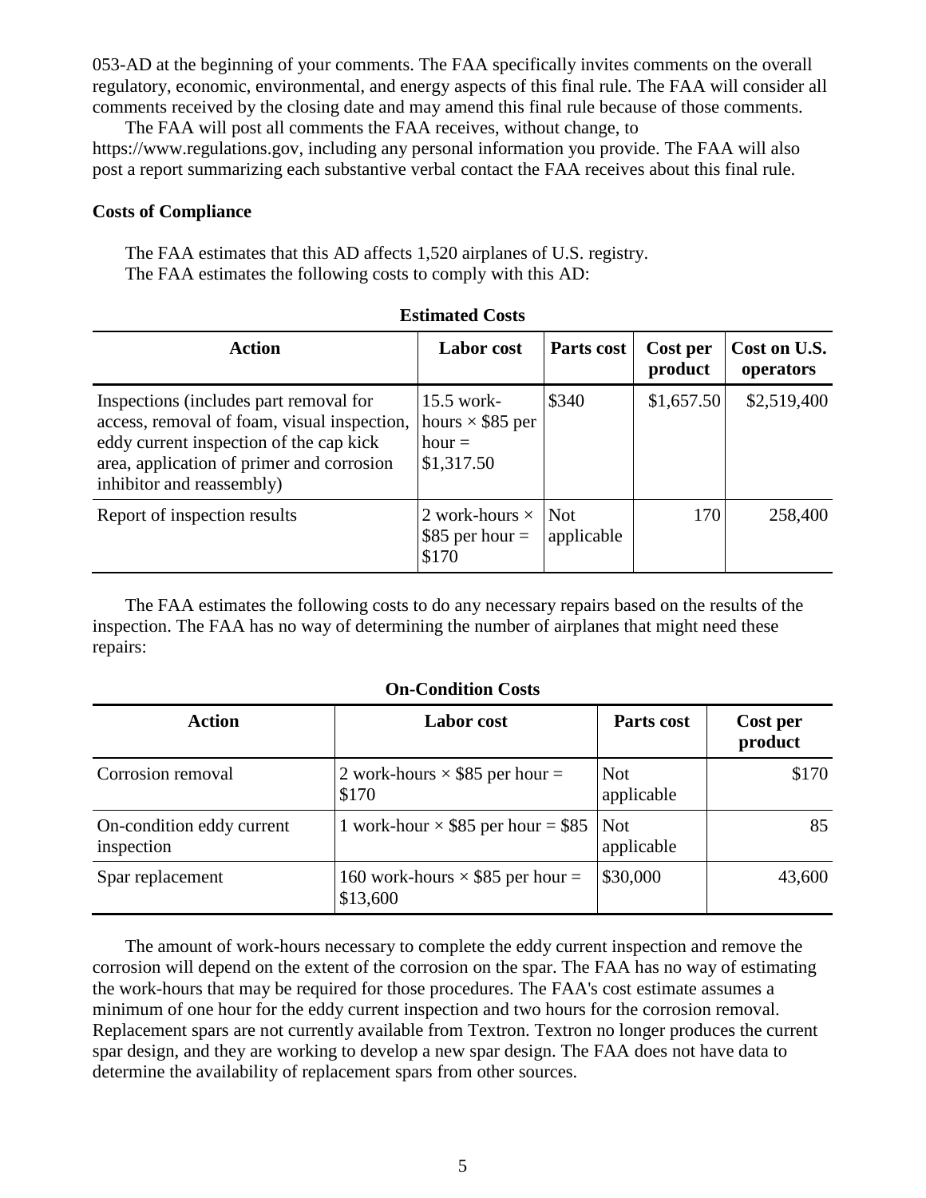053-AD at the beginning of your comments. The FAA specifically invites comments on the overall regulatory, economic, environmental, and energy aspects of this final rule. The FAA will consider all comments received by the closing date and may amend this final rule because of those comments.

The FAA will post all comments the FAA receives, without change, to https://www.regulations.gov, including any personal information you provide. The FAA will also post a report summarizing each substantive verbal contact the FAA receives about this final rule.

**Costs of Compliance**

The FAA estimates that this AD affects 1,520 airplanes of U.S. registry.

The FAA estimates the following costs to comply with this AD:

**Estimated Costs**

| Action | Labor cost | Parts cost | Cost per product | Cost on U.S. operators |
|---|---|---|---|---|
| Inspections (includes part removal for access, removal of foam, visual inspection, eddy current inspection of the cap kick area, application of primer and corrosion inhibitor and reassembly) | 15.5 work-hours × $85 per hour = $1,317.50 | $340 | $1,657.50 | $2,519,400 |
| Report of inspection results | 2 work-hours × $85 per hour = $170 | Not applicable | 170 | 258,400 |

The FAA estimates the following costs to do any necessary repairs based on the results of the inspection. The FAA has no way of determining the number of airplanes that might need these repairs:

**On-Condition Costs**

| Action | Labor cost | Parts cost | Cost per product |
|---|---|---|---|
| Corrosion removal | 2 work-hours × $85 per hour = $170 | Not applicable | $170 |
| On-condition eddy current inspection | 1 work-hour × $85 per hour = $85 | Not applicable | 85 |
| Spar replacement | 160 work-hours × $85 per hour = $13,600 | $30,000 | 43,600 |

The amount of work-hours necessary to complete the eddy current inspection and remove the corrosion will depend on the extent of the corrosion on the spar. The FAA has no way of estimating the work-hours that may be required for those procedures. The FAA's cost estimate assumes a minimum of one hour for the eddy current inspection and two hours for the corrosion removal. Replacement spars are not currently available from Textron. Textron no longer produces the current spar design, and they are working to develop a new spar design. The FAA does not have data to determine the availability of replacement spars from other sources.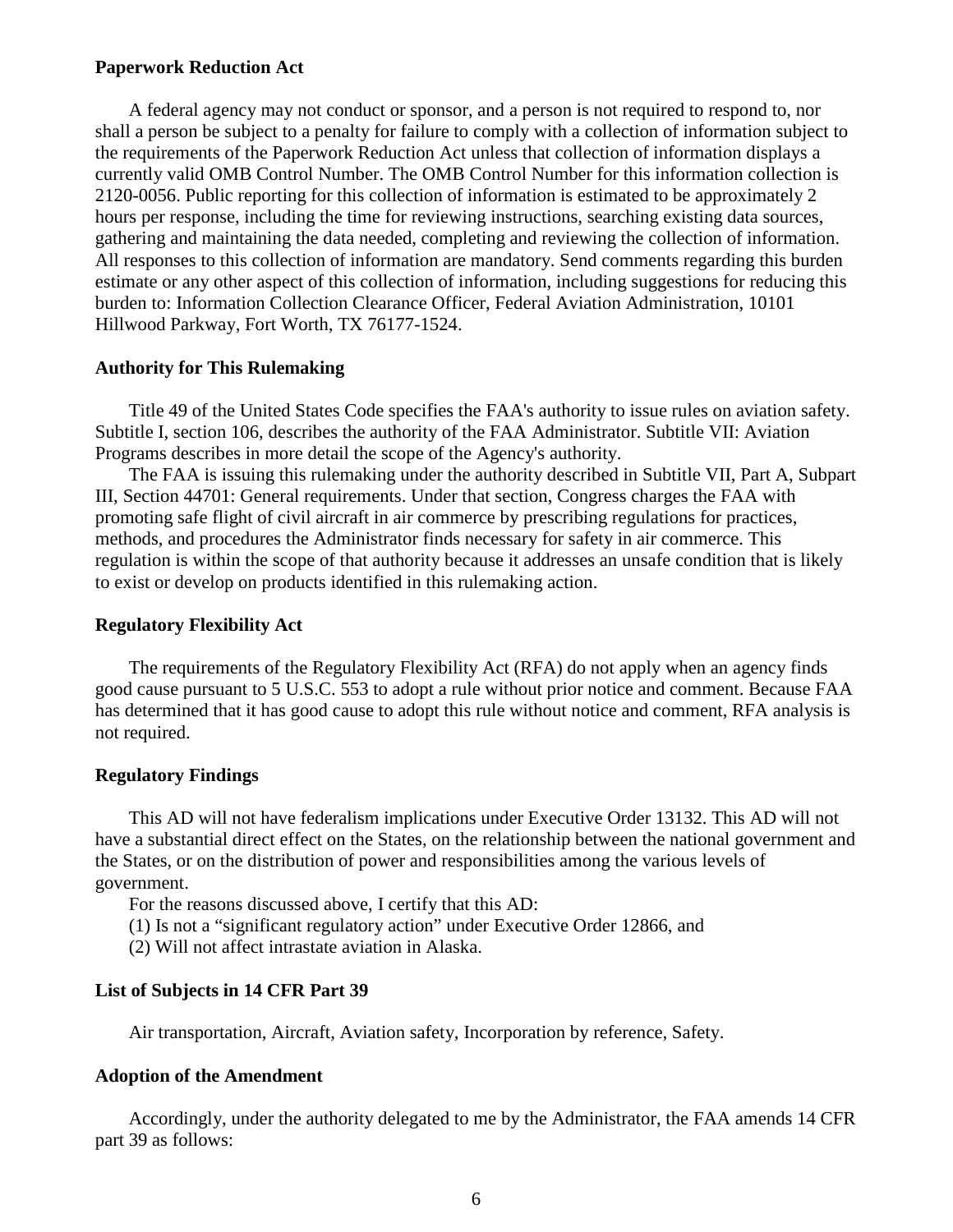**Paperwork Reduction Act**

A federal agency may not conduct or sponsor, and a person is not required to respond to, nor shall a person be subject to a penalty for failure to comply with a collection of information subject to the requirements of the Paperwork Reduction Act unless that collection of information displays a currently valid OMB Control Number. The OMB Control Number for this information collection is 2120-0056. Public reporting for this collection of information is estimated to be approximately 2 hours per response, including the time for reviewing instructions, searching existing data sources, gathering and maintaining the data needed, completing and reviewing the collection of information. All responses to this collection of information are mandatory. Send comments regarding this burden estimate or any other aspect of this collection of information, including suggestions for reducing this burden to: Information Collection Clearance Officer, Federal Aviation Administration, 10101 Hillwood Parkway, Fort Worth, TX 76177-1524.

**Authority for This Rulemaking**

Title 49 of the United States Code specifies the FAA's authority to issue rules on aviation safety. Subtitle I, section 106, describes the authority of the FAA Administrator. Subtitle VII: Aviation Programs describes in more detail the scope of the Agency's authority.

The FAA is issuing this rulemaking under the authority described in Subtitle VII, Part A, Subpart III, Section 44701: General requirements. Under that section, Congress charges the FAA with promoting safe flight of civil aircraft in air commerce by prescribing regulations for practices, methods, and procedures the Administrator finds necessary for safety in air commerce. This regulation is within the scope of that authority because it addresses an unsafe condition that is likely to exist or develop on products identified in this rulemaking action.

**Regulatory Flexibility Act**

The requirements of the Regulatory Flexibility Act (RFA) do not apply when an agency finds good cause pursuant to 5 U.S.C. 553 to adopt a rule without prior notice and comment. Because FAA has determined that it has good cause to adopt this rule without notice and comment, RFA analysis is not required.

**Regulatory Findings**

This AD will not have federalism implications under Executive Order 13132. This AD will not have a substantial direct effect on the States, on the relationship between the national government and the States, or on the distribution of power and responsibilities among the various levels of government.

For the reasons discussed above, I certify that this AD:

(1) Is not a "significant regulatory action" under Executive Order 12866, and

(2) Will not affect intrastate aviation in Alaska.

**List of Subjects in 14 CFR Part 39**

Air transportation, Aircraft, Aviation safety, Incorporation by reference, Safety.

**Adoption of the Amendment**

Accordingly, under the authority delegated to me by the Administrator, the FAA amends 14 CFR part 39 as follows: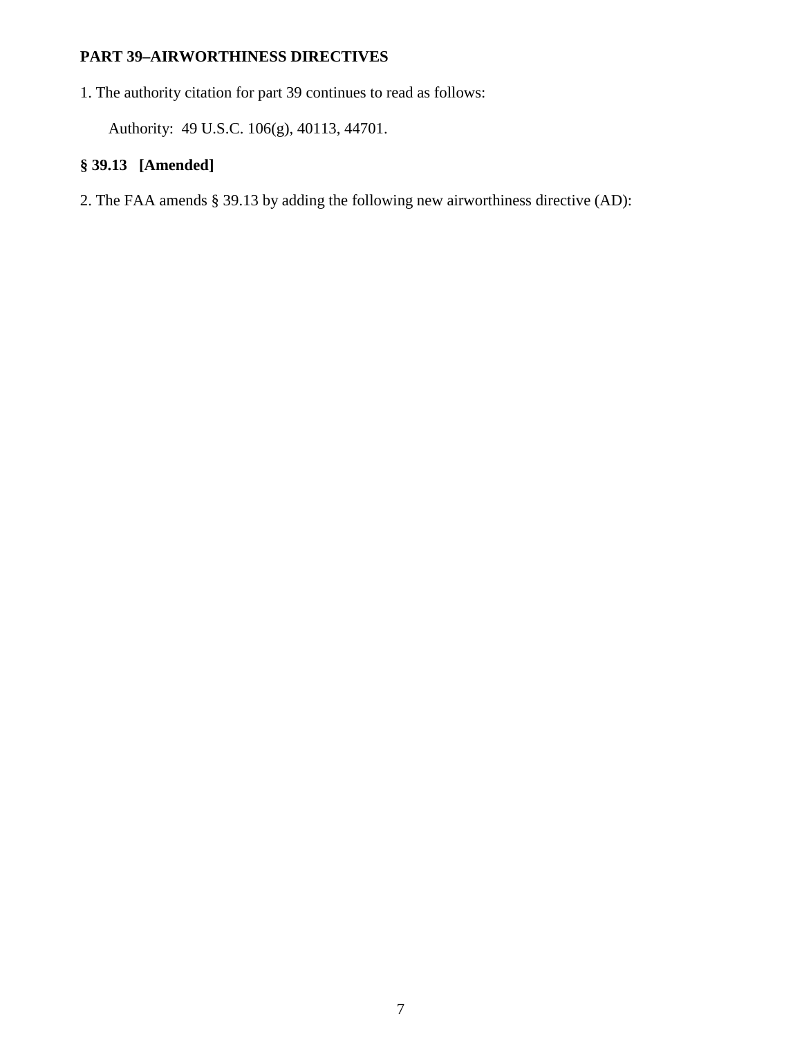**PART 39–AIRWORTHINESS DIRECTIVES**

1. The authority citation for part 39 continues to read as follows:

Authority: 49 U.S.C. 106(g), 40113, 44701.

**§ 39.13 [Amended]**

2. The FAA amends § 39.13 by adding the following new airworthiness directive (AD):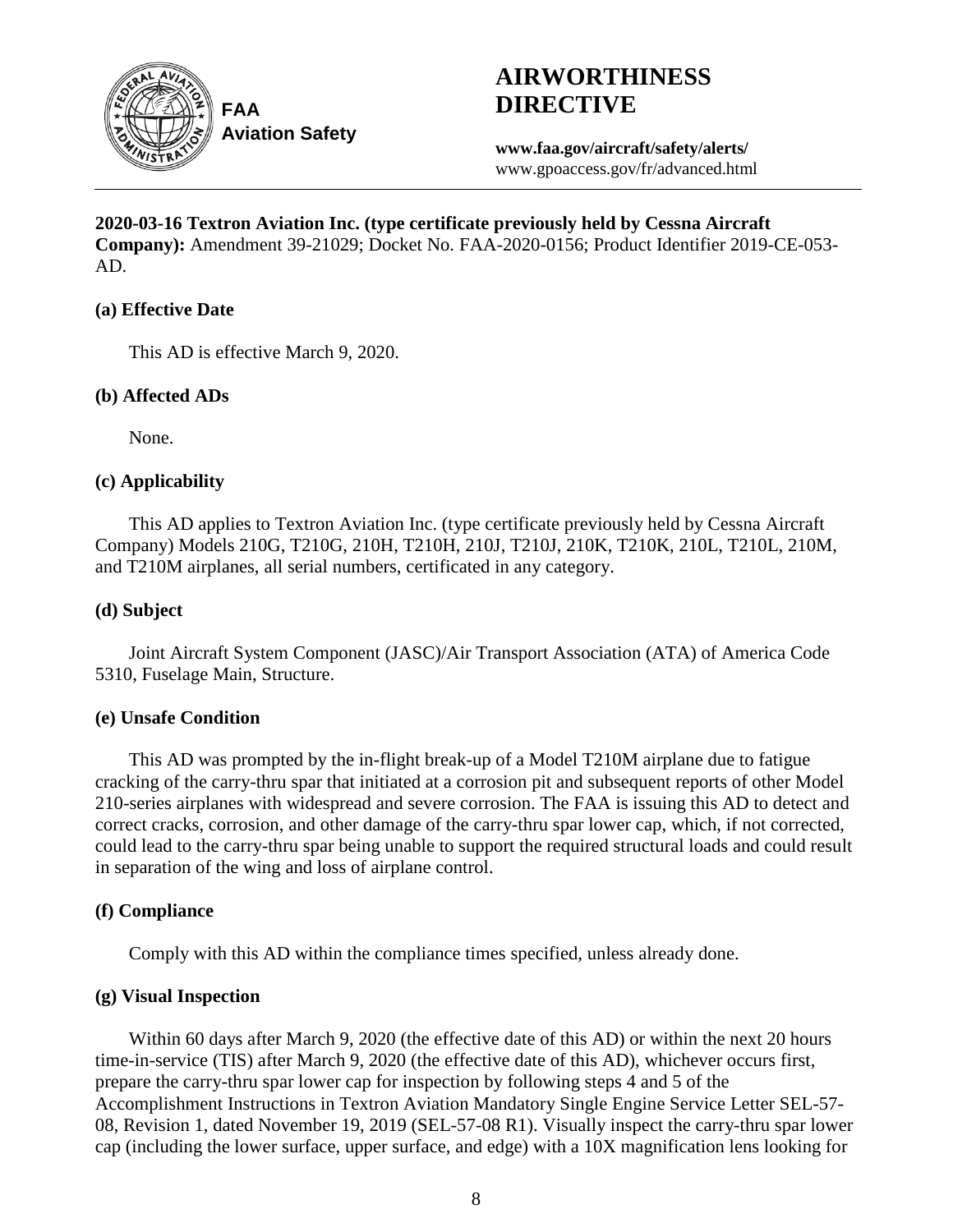**FAA Aviation Safety**

# AIRWORTHINESS DIRECTIVE

**www.faa.gov/aircraft/safety/alerts/**
www.gpoaccess.gov/fr/advanced.html

**2020-03-16 Textron Aviation Inc. (type certificate previously held by Cessna Aircraft Company):** Amendment 39-21029; Docket No. FAA-2020-0156; Product Identifier 2019-CE-053-AD.

### (a) Effective Date

This AD is effective March 9, 2020.

### (b) Affected ADs

None.

### (c) Applicability

This AD applies to Textron Aviation Inc. (type certificate previously held by Cessna Aircraft Company) Models 210G, T210G, 210H, T210H, 210J, T210J, 210K, T210K, 210L, T210L, 210M, and T210M airplanes, all serial numbers, certificated in any category.

### (d) Subject

Joint Aircraft System Component (JASC)/Air Transport Association (ATA) of America Code 5310, Fuselage Main, Structure.

### (e) Unsafe Condition

This AD was prompted by the in-flight break-up of a Model T210M airplane due to fatigue cracking of the carry-thru spar that initiated at a corrosion pit and subsequent reports of other Model 210-series airplanes with widespread and severe corrosion. The FAA is issuing this AD to detect and correct cracks, corrosion, and other damage of the carry-thru spar lower cap, which, if not corrected, could lead to the carry-thru spar being unable to support the required structural loads and could result in separation of the wing and loss of airplane control.

### (f) Compliance

Comply with this AD within the compliance times specified, unless already done.

### (g) Visual Inspection

Within 60 days after March 9, 2020 (the effective date of this AD) or within the next 20 hours time-in-service (TIS) after March 9, 2020 (the effective date of this AD), whichever occurs first, prepare the carry-thru spar lower cap for inspection by following steps 4 and 5 of the Accomplishment Instructions in Textron Aviation Mandatory Single Engine Service Letter SEL-57-08, Revision 1, dated November 19, 2019 (SEL-57-08 R1). Visually inspect the carry-thru spar lower cap (including the lower surface, upper surface, and edge) with a 10X magnification lens looking for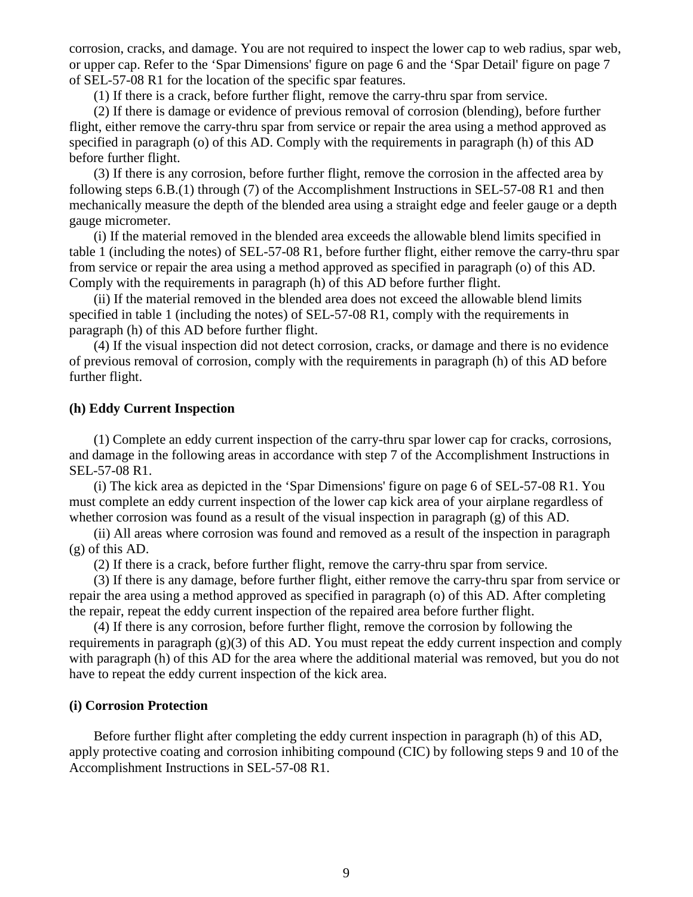corrosion, cracks, and damage. You are not required to inspect the lower cap to web radius, spar web, or upper cap. Refer to the 'Spar Dimensions' figure on page 6 and the 'Spar Detail' figure on page 7 of SEL-57-08 R1 for the location of the specific spar features.

(1) If there is a crack, before further flight, remove the carry-thru spar from service.

(2) If there is damage or evidence of previous removal of corrosion (blending), before further flight, either remove the carry-thru spar from service or repair the area using a method approved as specified in paragraph (o) of this AD. Comply with the requirements in paragraph (h) of this AD before further flight.

(3) If there is any corrosion, before further flight, remove the corrosion in the affected area by following steps 6.B.(1) through (7) of the Accomplishment Instructions in SEL-57-08 R1 and then mechanically measure the depth of the blended area using a straight edge and feeler gauge or a depth gauge micrometer.

(i) If the material removed in the blended area exceeds the allowable blend limits specified in table 1 (including the notes) of SEL-57-08 R1, before further flight, either remove the carry-thru spar from service or repair the area using a method approved as specified in paragraph (o) of this AD. Comply with the requirements in paragraph (h) of this AD before further flight.

(ii) If the material removed in the blended area does not exceed the allowable blend limits specified in table 1 (including the notes) of SEL-57-08 R1, comply with the requirements in paragraph (h) of this AD before further flight.

(4) If the visual inspection did not detect corrosion, cracks, or damage and there is no evidence of previous removal of corrosion, comply with the requirements in paragraph (h) of this AD before further flight.

**(h) Eddy Current Inspection**

(1) Complete an eddy current inspection of the carry-thru spar lower cap for cracks, corrosions, and damage in the following areas in accordance with step 7 of the Accomplishment Instructions in SEL-57-08 R1.

(i) The kick area as depicted in the 'Spar Dimensions' figure on page 6 of SEL-57-08 R1. You must complete an eddy current inspection of the lower cap kick area of your airplane regardless of whether corrosion was found as a result of the visual inspection in paragraph (g) of this AD.

(ii) All areas where corrosion was found and removed as a result of the inspection in paragraph (g) of this AD.

(2) If there is a crack, before further flight, remove the carry-thru spar from service.

(3) If there is any damage, before further flight, either remove the carry-thru spar from service or repair the area using a method approved as specified in paragraph (o) of this AD. After completing the repair, repeat the eddy current inspection of the repaired area before further flight.

(4) If there is any corrosion, before further flight, remove the corrosion by following the requirements in paragraph (g)(3) of this AD. You must repeat the eddy current inspection and comply with paragraph (h) of this AD for the area where the additional material was removed, but you do not have to repeat the eddy current inspection of the kick area.

**(i) Corrosion Protection**

Before further flight after completing the eddy current inspection in paragraph (h) of this AD, apply protective coating and corrosion inhibiting compound (CIC) by following steps 9 and 10 of the Accomplishment Instructions in SEL-57-08 R1.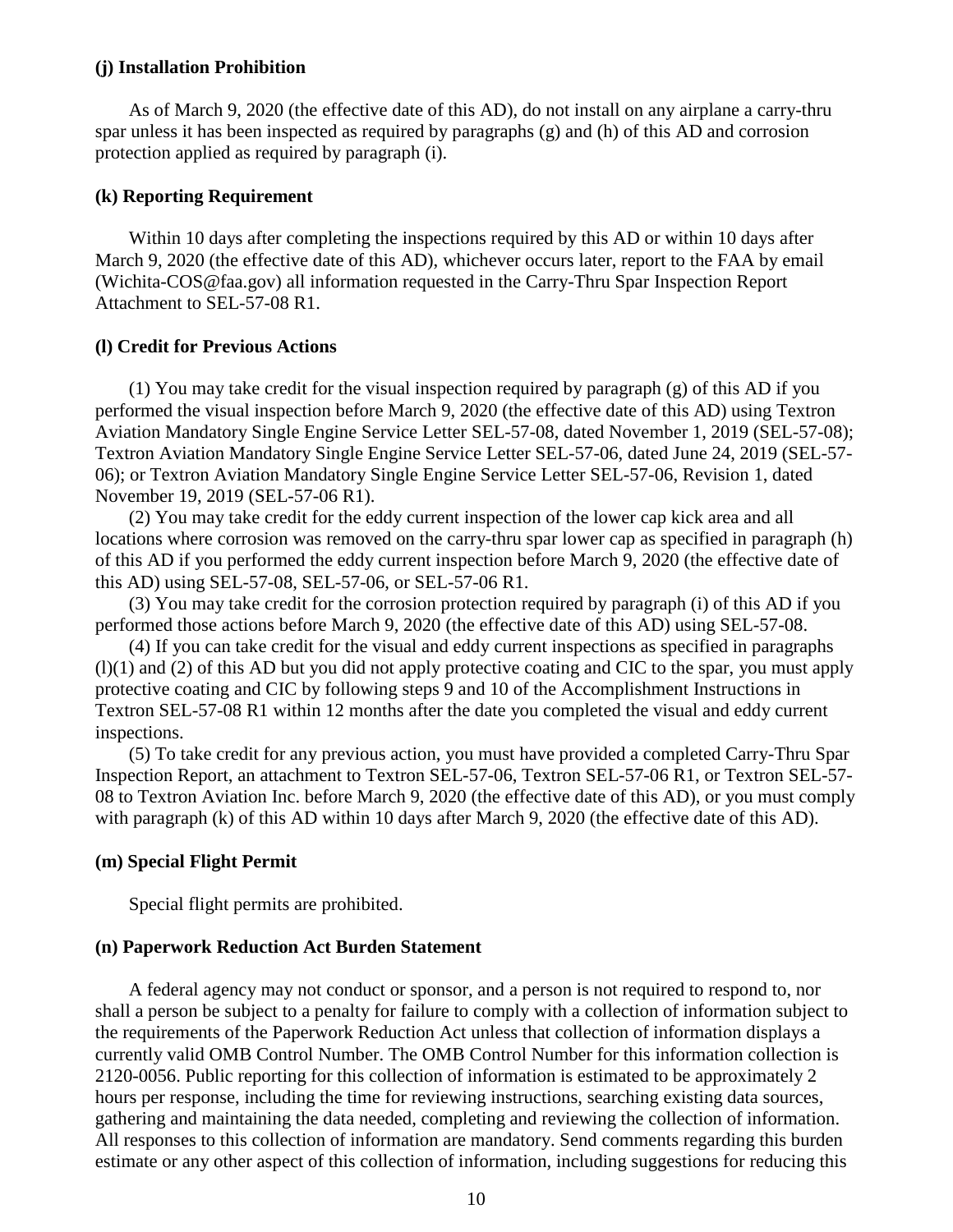**(j) Installation Prohibition**

As of March 9, 2020 (the effective date of this AD), do not install on any airplane a carry-thru spar unless it has been inspected as required by paragraphs (g) and (h) of this AD and corrosion protection applied as required by paragraph (i).

**(k) Reporting Requirement**

Within 10 days after completing the inspections required by this AD or within 10 days after March 9, 2020 (the effective date of this AD), whichever occurs later, report to the FAA by email (Wichita-COS@faa.gov) all information requested in the Carry-Thru Spar Inspection Report Attachment to SEL-57-08 R1.

**(l) Credit for Previous Actions**

(1) You may take credit for the visual inspection required by paragraph (g) of this AD if you performed the visual inspection before March 9, 2020 (the effective date of this AD) using Textron Aviation Mandatory Single Engine Service Letter SEL-57-08, dated November 1, 2019 (SEL-57-08); Textron Aviation Mandatory Single Engine Service Letter SEL-57-06, dated June 24, 2019 (SEL-57-06); or Textron Aviation Mandatory Single Engine Service Letter SEL-57-06, Revision 1, dated November 19, 2019 (SEL-57-06 R1).

(2) You may take credit for the eddy current inspection of the lower cap kick area and all locations where corrosion was removed on the carry-thru spar lower cap as specified in paragraph (h) of this AD if you performed the eddy current inspection before March 9, 2020 (the effective date of this AD) using SEL-57-08, SEL-57-06, or SEL-57-06 R1.

(3) You may take credit for the corrosion protection required by paragraph (i) of this AD if you performed those actions before March 9, 2020 (the effective date of this AD) using SEL-57-08.

(4) If you can take credit for the visual and eddy current inspections as specified in paragraphs (l)(1) and (2) of this AD but you did not apply protective coating and CIC to the spar, you must apply protective coating and CIC by following steps 9 and 10 of the Accomplishment Instructions in Textron SEL-57-08 R1 within 12 months after the date you completed the visual and eddy current inspections.

(5) To take credit for any previous action, you must have provided a completed Carry-Thru Spar Inspection Report, an attachment to Textron SEL-57-06, Textron SEL-57-06 R1, or Textron SEL-57-08 to Textron Aviation Inc. before March 9, 2020 (the effective date of this AD), or you must comply with paragraph (k) of this AD within 10 days after March 9, 2020 (the effective date of this AD).

**(m) Special Flight Permit**

Special flight permits are prohibited.

**(n) Paperwork Reduction Act Burden Statement**

A federal agency may not conduct or sponsor, and a person is not required to respond to, nor shall a person be subject to a penalty for failure to comply with a collection of information subject to the requirements of the Paperwork Reduction Act unless that collection of information displays a currently valid OMB Control Number. The OMB Control Number for this information collection is 2120-0056. Public reporting for this collection of information is estimated to be approximately 2 hours per response, including the time for reviewing instructions, searching existing data sources, gathering and maintaining the data needed, completing and reviewing the collection of information. All responses to this collection of information are mandatory. Send comments regarding this burden estimate or any other aspect of this collection of information, including suggestions for reducing this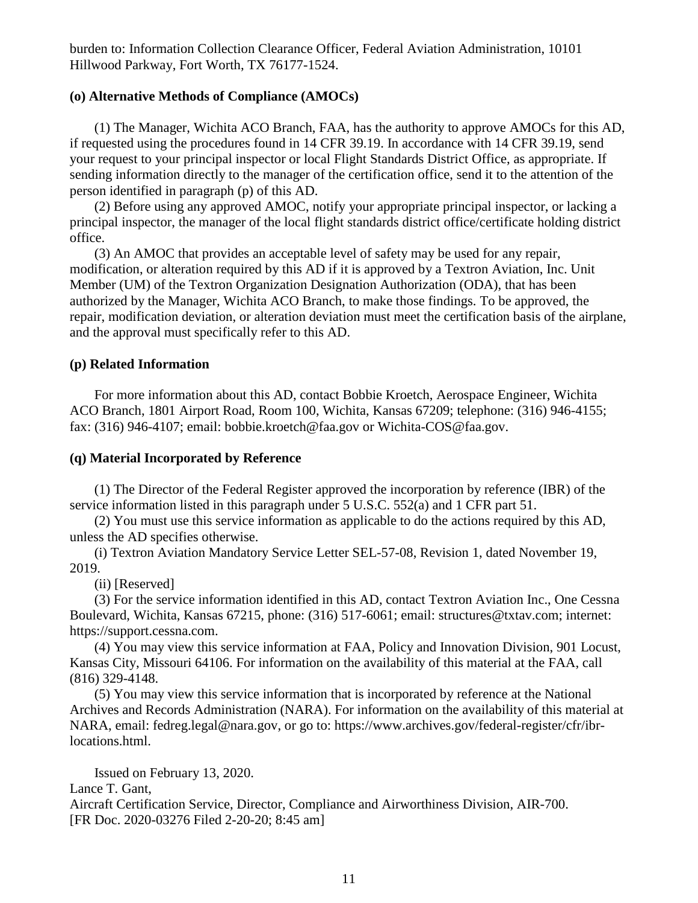burden to: Information Collection Clearance Officer, Federal Aviation Administration, 10101 Hillwood Parkway, Fort Worth, TX 76177-1524.

**(o) Alternative Methods of Compliance (AMOCs)**

(1) The Manager, Wichita ACO Branch, FAA, has the authority to approve AMOCs for this AD, if requested using the procedures found in 14 CFR 39.19. In accordance with 14 CFR 39.19, send your request to your principal inspector or local Flight Standards District Office, as appropriate. If sending information directly to the manager of the certification office, send it to the attention of the person identified in paragraph (p) of this AD.

(2) Before using any approved AMOC, notify your appropriate principal inspector, or lacking a principal inspector, the manager of the local flight standards district office/certificate holding district office.

(3) An AMOC that provides an acceptable level of safety may be used for any repair, modification, or alteration required by this AD if it is approved by a Textron Aviation, Inc. Unit Member (UM) of the Textron Organization Designation Authorization (ODA), that has been authorized by the Manager, Wichita ACO Branch, to make those findings. To be approved, the repair, modification deviation, or alteration deviation must meet the certification basis of the airplane, and the approval must specifically refer to this AD.

**(p) Related Information**

For more information about this AD, contact Bobbie Kroetch, Aerospace Engineer, Wichita ACO Branch, 1801 Airport Road, Room 100, Wichita, Kansas 67209; telephone: (316) 946-4155; fax: (316) 946-4107; email: bobbie.kroetch@faa.gov or Wichita-COS@faa.gov.

**(q) Material Incorporated by Reference**

(1) The Director of the Federal Register approved the incorporation by reference (IBR) of the service information listed in this paragraph under 5 U.S.C. 552(a) and 1 CFR part 51.

(2) You must use this service information as applicable to do the actions required by this AD, unless the AD specifies otherwise.

(i) Textron Aviation Mandatory Service Letter SEL-57-08, Revision 1, dated November 19, 2019.

(ii) [Reserved]

(3) For the service information identified in this AD, contact Textron Aviation Inc., One Cessna Boulevard, Wichita, Kansas 67215, phone: (316) 517-6061; email: structures@txtav.com; internet: https://support.cessna.com.

(4) You may view this service information at FAA, Policy and Innovation Division, 901 Locust, Kansas City, Missouri 64106. For information on the availability of this material at the FAA, call (816) 329-4148.

(5) You may view this service information that is incorporated by reference at the National Archives and Records Administration (NARA). For information on the availability of this material at NARA, email: fedreg.legal@nara.gov, or go to: https://www.archives.gov/federal-register/cfr/ibr-locations.html.

Issued on February 13, 2020.

Lance T. Gant,

Aircraft Certification Service, Director, Compliance and Airworthiness Division, AIR-700.

[FR Doc. 2020-03276 Filed 2-20-20; 8:45 am]